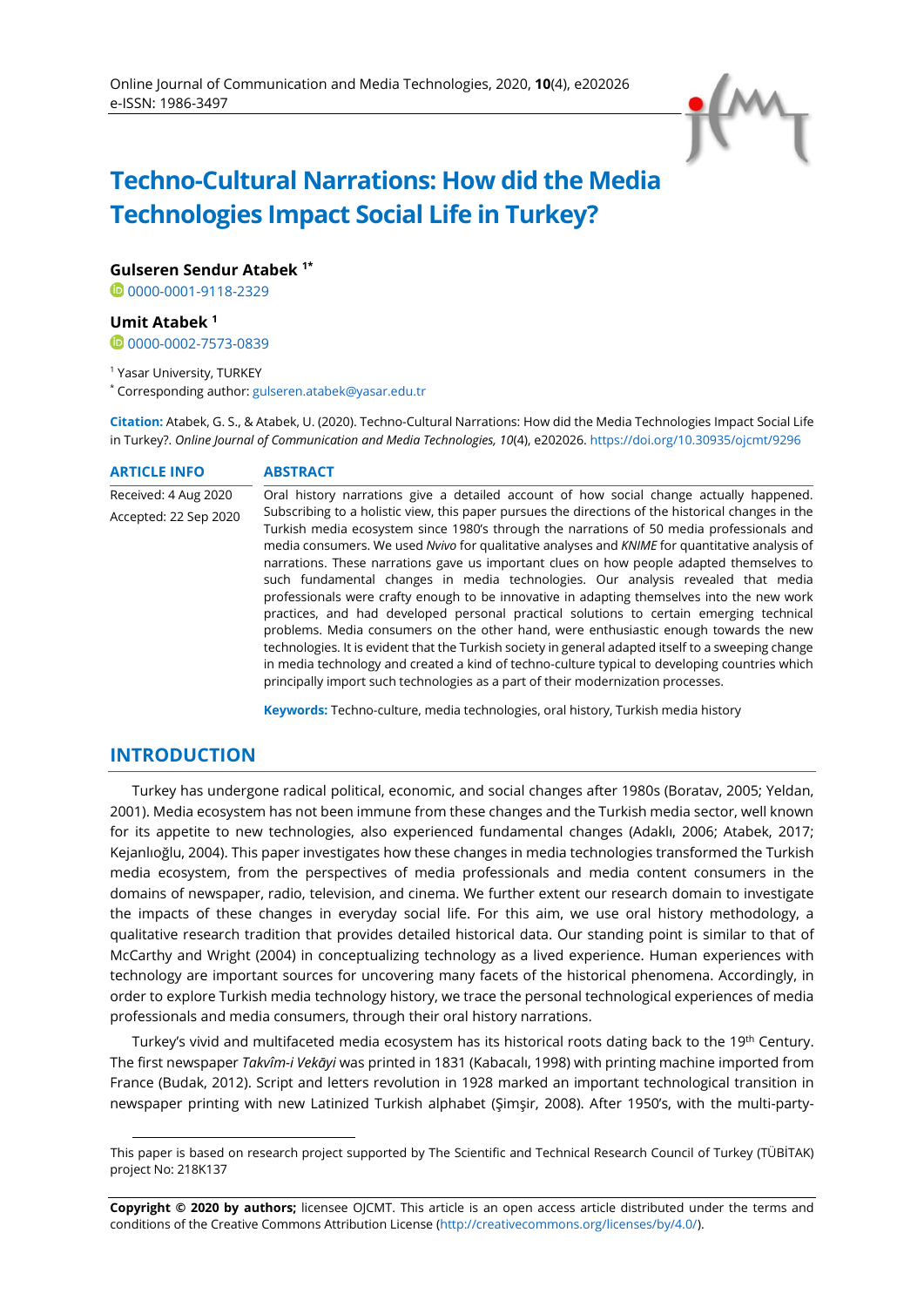# Techno-Cultural Narrations: How did the Media Technologies Impact Social Life in Turkey?

**Gulseren Sendur Atabek** [1*]
0000-0001-9118-2329

**Umit Atabek** [1]
0000-0002-7573-0839

[1] Yasar University, TURKEY
[*] Corresponding author: gulseren.atabek@yasar.edu.tr

**Citation:** Atabek, G. S., & Atabek, U. (2020). Techno-Cultural Narrations: How did the Media Technologies Impact Social Life in Turkey?. *Online Journal of Communication and Media Technologies, 10*(4), e202026. https://doi.org/10.30935/ojcmt/9296

**ARTICLE INFO**

Received: 4 Aug 2020

Accepted: 22 Sep 2020

**ABSTRACT**

Oral history narrations give a detailed account of how social change actually happened. Subscribing to a holistic view, this paper pursues the directions of the historical changes in the Turkish media ecosystem since 1980's through the narrations of 50 media professionals and media consumers. We used *Nvivo* for qualitative analyses and *KNIME* for quantitative analysis of narrations. These narrations gave us important clues on how people adapted themselves to such fundamental changes in media technologies. Our analysis revealed that media professionals were crafty enough to be innovative in adapting themselves into the new work practices, and had developed personal practical solutions to certain emerging technical problems. Media consumers on the other hand, were enthusiastic enough towards the new technologies. It is evident that the Turkish society in general adapted itself to a sweeping change in media technology and created a kind of techno-culture typical to developing countries which principally import such technologies as a part of their modernization processes.

**Keywords:** Techno-culture, media technologies, oral history, Turkish media history

## INTRODUCTION

Turkey has undergone radical political, economic, and social changes after 1980s (Boratav, 2005; Yeldan, 2001). Media ecosystem has not been immune from these changes and the Turkish media sector, well known for its appetite to new technologies, also experienced fundamental changes (Adaklı, 2006; Atabek, 2017; Kejanlıoğlu, 2004). This paper investigates how these changes in media technologies transformed the Turkish media ecosystem, from the perspectives of media professionals and media content consumers in the domains of newspaper, radio, television, and cinema. We further extent our research domain to investigate the impacts of these changes in everyday social life. For this aim, we use oral history methodology, a qualitative research tradition that provides detailed historical data. Our standing point is similar to that of McCarthy and Wright (2004) in conceptualizing technology as a lived experience. Human experiences with technology are important sources for uncovering many facets of the historical phenomena. Accordingly, in order to explore Turkish media technology history, we trace the personal technological experiences of media professionals and media consumers, through their oral history narrations.

Turkey's vivid and multifaceted media ecosystem has its historical roots dating back to the 19th Century. The first newspaper *Takvîm-i Vekāyi* was printed in 1831 (Kabacalı, 1998) with printing machine imported from France (Budak, 2012). Script and letters revolution in 1928 marked an important technological transition in newspaper printing with new Latinized Turkish alphabet (Şimşir, 2008). After 1950's, with the multi-party-

---

This paper is based on research project supported by The Scientific and Technical Research Council of Turkey (TÜBİTAK) project No: 218K137

**Copyright © 2020 by authors;** licensee OJCMT. This article is an open access article distributed under the terms and conditions of the Creative Commons Attribution License (http://creativecommons.org/licenses/by/4.0/).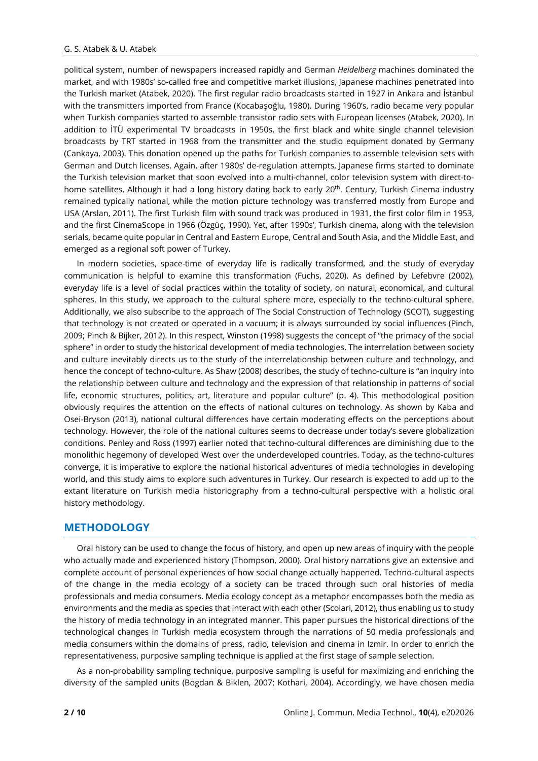political system, number of newspapers increased rapidly and German *Heidelberg* machines dominated the market, and with 1980s' so-called free and competitive market illusions, Japanese machines penetrated into the Turkish market (Atabek, 2020). The first regular radio broadcasts started in 1927 in Ankara and İstanbul with the transmitters imported from France (Kocabaşoğlu, 1980). During 1960's, radio became very popular when Turkish companies started to assemble transistor radio sets with European licenses (Atabek, 2020). In addition to İTÜ experimental TV broadcasts in 1950s, the first black and white single channel television broadcasts by TRT started in 1968 from the transmitter and the studio equipment donated by Germany (Cankaya, 2003). This donation opened up the paths for Turkish companies to assemble television sets with German and Dutch licenses. Again, after 1980s' de-regulation attempts, Japanese firms started to dominate the Turkish television market that soon evolved into a multi-channel, color television system with direct-to-home satellites. Although it had a long history dating back to early 20th. Century, Turkish Cinema industry remained typically national, while the motion picture technology was transferred mostly from Europe and USA (Arslan, 2011). The first Turkish film with sound track was produced in 1931, the first color film in 1953, and the first CinemaScope in 1966 (Özgüç, 1990). Yet, after 1990s', Turkish cinema, along with the television serials, became quite popular in Central and Eastern Europe, Central and South Asia, and the Middle East, and emerged as a regional soft power of Turkey.

In modern societies, space-time of everyday life is radically transformed, and the study of everyday communication is helpful to examine this transformation (Fuchs, 2020). As defined by Lefebvre (2002), everyday life is a level of social practices within the totality of society, on natural, economical, and cultural spheres. In this study, we approach to the cultural sphere more, especially to the techno-cultural sphere. Additionally, we also subscribe to the approach of The Social Construction of Technology (SCOT), suggesting that technology is not created or operated in a vacuum; it is always surrounded by social influences (Pinch, 2009; Pinch & Bijker, 2012). In this respect, Winston (1998) suggests the concept of "the primacy of the social sphere" in order to study the historical development of media technologies. The interrelation between society and culture inevitably directs us to the study of the interrelationship between culture and technology, and hence the concept of techno-culture. As Shaw (2008) describes, the study of techno-culture is "an inquiry into the relationship between culture and technology and the expression of that relationship in patterns of social life, economic structures, politics, art, literature and popular culture" (p. 4). This methodological position obviously requires the attention on the effects of national cultures on technology. As shown by Kaba and Osei-Bryson (2013), national cultural differences have certain moderating effects on the perceptions about technology. However, the role of the national cultures seems to decrease under today's severe globalization conditions. Penley and Ross (1997) earlier noted that techno-cultural differences are diminishing due to the monolithic hegemony of developed West over the underdeveloped countries. Today, as the techno-cultures converge, it is imperative to explore the national historical adventures of media technologies in developing world, and this study aims to explore such adventures in Turkey. Our research is expected to add up to the extant literature on Turkish media historiography from a techno-cultural perspective with a holistic oral history methodology.

## METHODOLOGY

Oral history can be used to change the focus of history, and open up new areas of inquiry with the people who actually made and experienced history (Thompson, 2000). Oral history narrations give an extensive and complete account of personal experiences of how social change actually happened. Techno-cultural aspects of the change in the media ecology of a society can be traced through such oral histories of media professionals and media consumers. Media ecology concept as a metaphor encompasses both the media as environments and the media as species that interact with each other (Scolari, 2012), thus enabling us to study the history of media technology in an integrated manner. This paper pursues the historical directions of the technological changes in Turkish media ecosystem through the narrations of 50 media professionals and media consumers within the domains of press, radio, television and cinema in Izmir. In order to enrich the representativeness, purposive sampling technique is applied at the first stage of sample selection.

As a non-probability sampling technique, purposive sampling is useful for maximizing and enriching the diversity of the sampled units (Bogdan & Biklen, 2007; Kothari, 2004). Accordingly, we have chosen media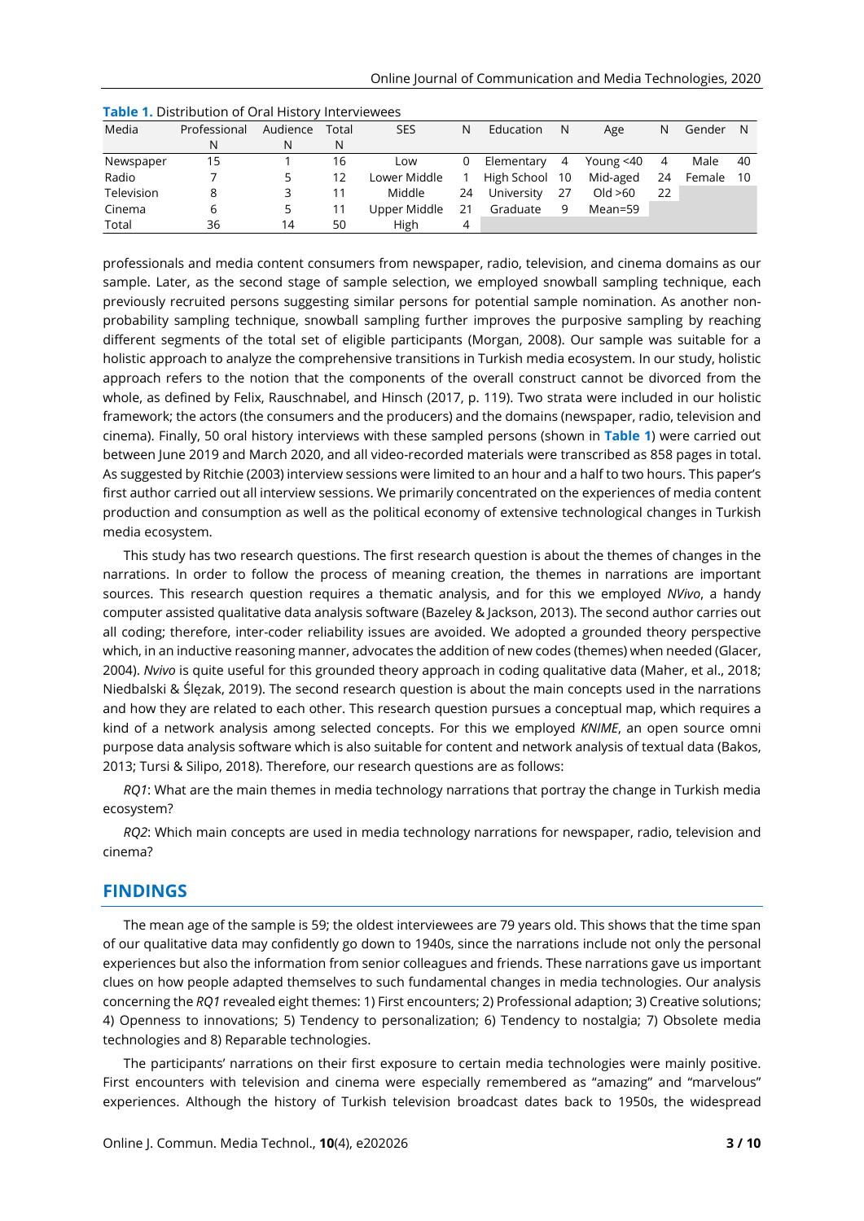**Table 1.** Distribution of Oral History Interviewees

| Media | Professional N | Audience N | Total N | SES | N | Education | N | Age | N | Gender | N |
|---|---|---|---|---|---|---|---|---|---|---|---|
| Newspaper | 15 | 1 | 16 | Low | 0 | Elementary | 4 | Young <40 | 4 | Male | 40 |
| Radio | 7 | 5 | 12 | Lower Middle | 1 | High School | 10 | Mid-aged | 24 | Female | 10 |
| Television | 8 | 3 | 11 | Middle | 24 | University | 27 | Old >60 | 22 | | |
| Cinema | 6 | 5 | 11 | Upper Middle | 21 | Graduate | 9 | Mean=59 | | | |
| Total | 36 | 14 | 50 | High | 4 | | | | | | |

professionals and media content consumers from newspaper, radio, television, and cinema domains as our sample. Later, as the second stage of sample selection, we employed snowball sampling technique, each previously recruited persons suggesting similar persons for potential sample nomination. As another non-probability sampling technique, snowball sampling further improves the purposive sampling by reaching different segments of the total set of eligible participants (Morgan, 2008). Our sample was suitable for a holistic approach to analyze the comprehensive transitions in Turkish media ecosystem. In our study, holistic approach refers to the notion that the components of the overall construct cannot be divorced from the whole, as defined by Felix, Rauschnabel, and Hinsch (2017, p. 119). Two strata were included in our holistic framework; the actors (the consumers and the producers) and the domains (newspaper, radio, television and cinema). Finally, 50 oral history interviews with these sampled persons (shown in **Table 1**) were carried out between June 2019 and March 2020, and all video-recorded materials were transcribed as 858 pages in total. As suggested by Ritchie (2003) interview sessions were limited to an hour and a half to two hours. This paper's first author carried out all interview sessions. We primarily concentrated on the experiences of media content production and consumption as well as the political economy of extensive technological changes in Turkish media ecosystem.

This study has two research questions. The first research question is about the themes of changes in the narrations. In order to follow the process of meaning creation, the themes in narrations are important sources. This research question requires a thematic analysis, and for this we employed *NVivo*, a handy computer assisted qualitative data analysis software (Bazeley & Jackson, 2013). The second author carries out all coding; therefore, inter-coder reliability issues are avoided. We adopted a grounded theory perspective which, in an inductive reasoning manner, advocates the addition of new codes (themes) when needed (Glacer, 2004). *Nvivo* is quite useful for this grounded theory approach in coding qualitative data (Maher, et al., 2018; Niedbalski & Ślęzak, 2019). The second research question is about the main concepts used in the narrations and how they are related to each other. This research question pursues a conceptual map, which requires a kind of a network analysis among selected concepts. For this we employed *KNIME*, an open source omni purpose data analysis software which is also suitable for content and network analysis of textual data (Bakos, 2013; Tursi & Silipo, 2018). Therefore, our research questions are as follows:

*RQ1*: What are the main themes in media technology narrations that portray the change in Turkish media ecosystem?

*RQ2*: Which main concepts are used in media technology narrations for newspaper, radio, television and cinema?

## FINDINGS

The mean age of the sample is 59; the oldest interviewees are 79 years old. This shows that the time span of our qualitative data may confidently go down to 1940s, since the narrations include not only the personal experiences but also the information from senior colleagues and friends. These narrations gave us important clues on how people adapted themselves to such fundamental changes in media technologies. Our analysis concerning the *RQ1* revealed eight themes: 1) First encounters; 2) Professional adaption; 3) Creative solutions; 4) Openness to innovations; 5) Tendency to personalization; 6) Tendency to nostalgia; 7) Obsolete media technologies and 8) Reparable technologies.

The participants' narrations on their first exposure to certain media technologies were mainly positive. First encounters with television and cinema were especially remembered as "amazing" and "marvelous" experiences. Although the history of Turkish television broadcast dates back to 1950s, the widespread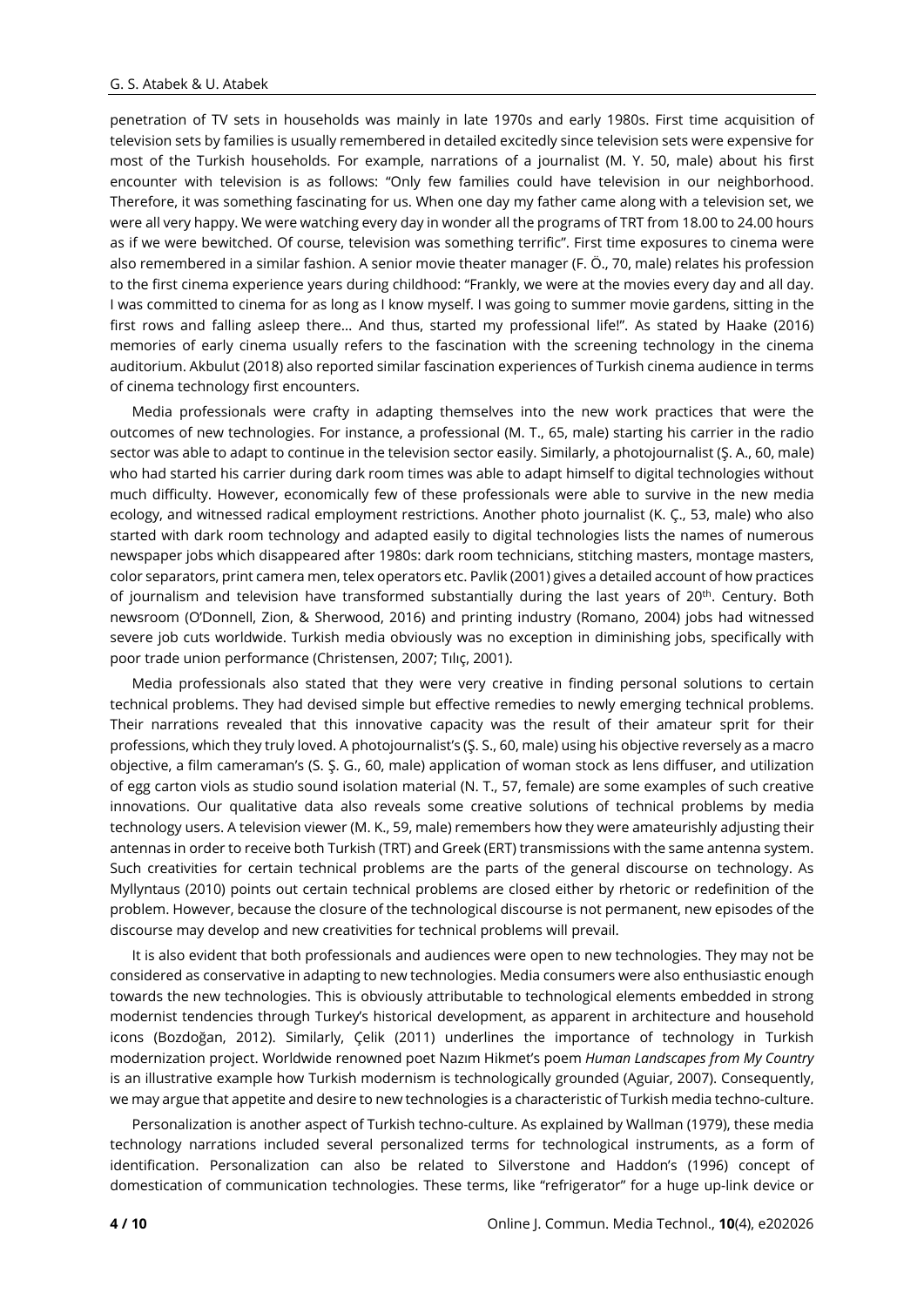penetration of TV sets in households was mainly in late 1970s and early 1980s. First time acquisition of television sets by families is usually remembered in detailed excitedly since television sets were expensive for most of the Turkish households. For example, narrations of a journalist (M. Y. 50, male) about his first encounter with television is as follows: "Only few families could have television in our neighborhood. Therefore, it was something fascinating for us. When one day my father came along with a television set, we were all very happy. We were watching every day in wonder all the programs of TRT from 18.00 to 24.00 hours as if we were bewitched. Of course, television was something terrific". First time exposures to cinema were also remembered in a similar fashion. A senior movie theater manager (F. Ö., 70, male) relates his profession to the first cinema experience years during childhood: "Frankly, we were at the movies every day and all day. I was committed to cinema for as long as I know myself. I was going to summer movie gardens, sitting in the first rows and falling asleep there… And thus, started my professional life!". As stated by Haake (2016) memories of early cinema usually refers to the fascination with the screening technology in the cinema auditorium. Akbulut (2018) also reported similar fascination experiences of Turkish cinema audience in terms of cinema technology first encounters.

Media professionals were crafty in adapting themselves into the new work practices that were the outcomes of new technologies. For instance, a professional (M. T., 65, male) starting his carrier in the radio sector was able to adapt to continue in the television sector easily. Similarly, a photojournalist (Ş. A., 60, male) who had started his carrier during dark room times was able to adapt himself to digital technologies without much difficulty. However, economically few of these professionals were able to survive in the new media ecology, and witnessed radical employment restrictions. Another photo journalist (K. Ç., 53, male) who also started with dark room technology and adapted easily to digital technologies lists the names of numerous newspaper jobs which disappeared after 1980s: dark room technicians, stitching masters, montage masters, color separators, print camera men, telex operators etc. Pavlik (2001) gives a detailed account of how practices of journalism and television have transformed substantially during the last years of 20th. Century. Both newsroom (O'Donnell, Zion, & Sherwood, 2016) and printing industry (Romano, 2004) jobs had witnessed severe job cuts worldwide. Turkish media obviously was no exception in diminishing jobs, specifically with poor trade union performance (Christensen, 2007; Tılıç, 2001).

Media professionals also stated that they were very creative in finding personal solutions to certain technical problems. They had devised simple but effective remedies to newly emerging technical problems. Their narrations revealed that this innovative capacity was the result of their amateur sprit for their professions, which they truly loved. A photojournalist's (Ş. S., 60, male) using his objective reversely as a macro objective, a film cameraman's (S. Ş. G., 60, male) application of woman stock as lens diffuser, and utilization of egg carton viols as studio sound isolation material (N. T., 57, female) are some examples of such creative innovations. Our qualitative data also reveals some creative solutions of technical problems by media technology users. A television viewer (M. K., 59, male) remembers how they were amateurishly adjusting their antennas in order to receive both Turkish (TRT) and Greek (ERT) transmissions with the same antenna system. Such creativities for certain technical problems are the parts of the general discourse on technology. As Myllyntaus (2010) points out certain technical problems are closed either by rhetoric or redefinition of the problem. However, because the closure of the technological discourse is not permanent, new episodes of the discourse may develop and new creativities for technical problems will prevail.

It is also evident that both professionals and audiences were open to new technologies. They may not be considered as conservative in adapting to new technologies. Media consumers were also enthusiastic enough towards the new technologies. This is obviously attributable to technological elements embedded in strong modernist tendencies through Turkey's historical development, as apparent in architecture and household icons (Bozdoğan, 2012). Similarly, Çelik (2011) underlines the importance of technology in Turkish modernization project. Worldwide renowned poet Nazım Hikmet's poem *Human Landscapes from My Country* is an illustrative example how Turkish modernism is technologically grounded (Aguiar, 2007). Consequently, we may argue that appetite and desire to new technologies is a characteristic of Turkish media techno-culture.

Personalization is another aspect of Turkish techno-culture. As explained by Wallman (1979), these media technology narrations included several personalized terms for technological instruments, as a form of identification. Personalization can also be related to Silverstone and Haddon's (1996) concept of domestication of communication technologies. These terms, like "refrigerator" for a huge up-link device or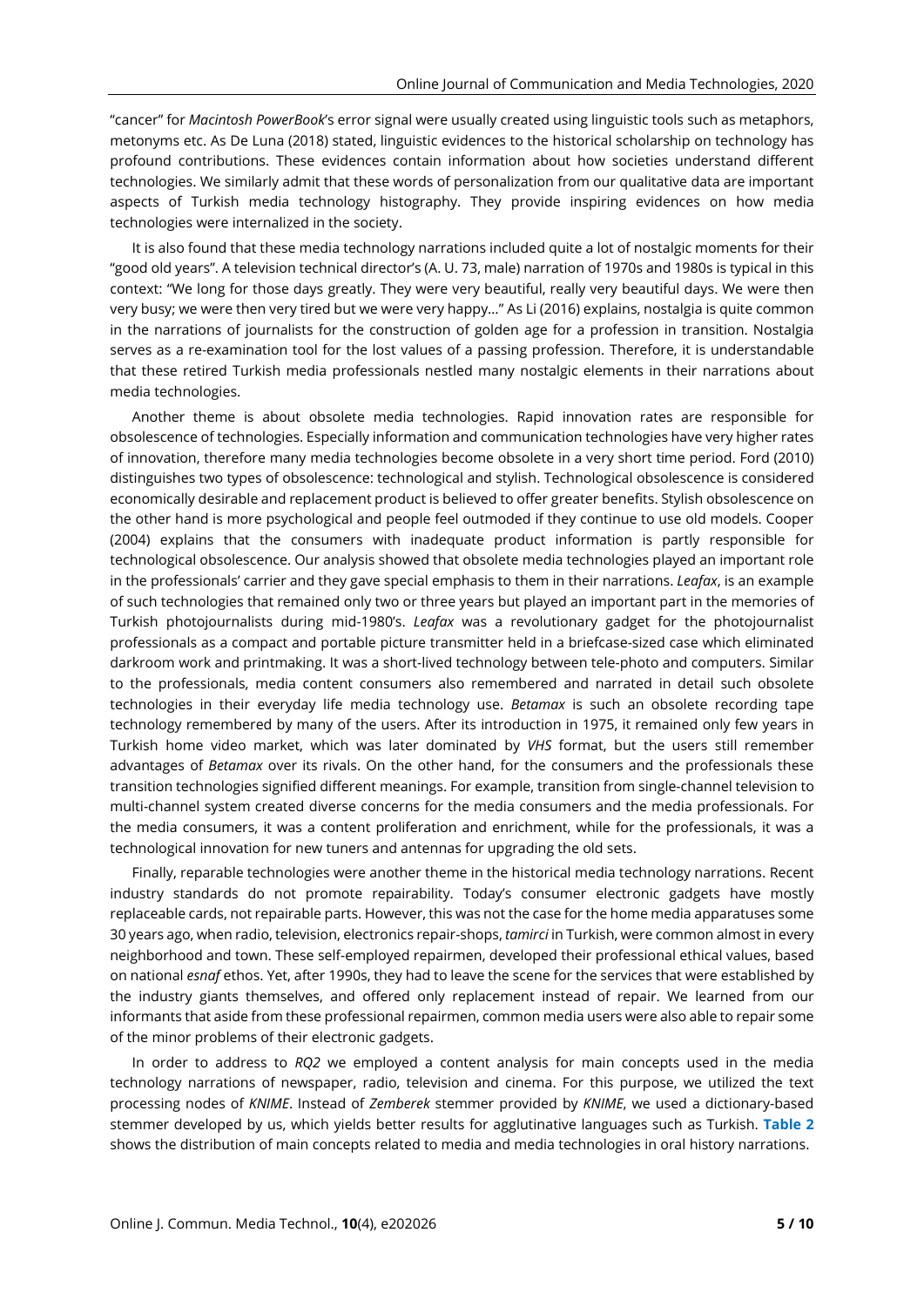"cancer" for *Macintosh PowerBook*'s error signal were usually created using linguistic tools such as metaphors, metonyms etc. As De Luna (2018) stated, linguistic evidences to the historical scholarship on technology has profound contributions. These evidences contain information about how societies understand different technologies. We similarly admit that these words of personalization from our qualitative data are important aspects of Turkish media technology histography. They provide inspiring evidences on how media technologies were internalized in the society.

It is also found that these media technology narrations included quite a lot of nostalgic moments for their "good old years". A television technical director's (A. U. 73, male) narration of 1970s and 1980s is typical in this context: "We long for those days greatly. They were very beautiful, really very beautiful days. We were then very busy; we were then very tired but we were very happy…" As Li (2016) explains, nostalgia is quite common in the narrations of journalists for the construction of golden age for a profession in transition. Nostalgia serves as a re-examination tool for the lost values of a passing profession. Therefore, it is understandable that these retired Turkish media professionals nestled many nostalgic elements in their narrations about media technologies.

Another theme is about obsolete media technologies. Rapid innovation rates are responsible for obsolescence of technologies. Especially information and communication technologies have very higher rates of innovation, therefore many media technologies become obsolete in a very short time period. Ford (2010) distinguishes two types of obsolescence: technological and stylish. Technological obsolescence is considered economically desirable and replacement product is believed to offer greater benefits. Stylish obsolescence on the other hand is more psychological and people feel outmoded if they continue to use old models. Cooper (2004) explains that the consumers with inadequate product information is partly responsible for technological obsolescence. Our analysis showed that obsolete media technologies played an important role in the professionals' carrier and they gave special emphasis to them in their narrations. *Leafax*, is an example of such technologies that remained only two or three years but played an important part in the memories of Turkish photojournalists during mid-1980's. *Leafax* was a revolutionary gadget for the photojournalist professionals as a compact and portable picture transmitter held in a briefcase-sized case which eliminated darkroom work and printmaking. It was a short-lived technology between tele-photo and computers. Similar to the professionals, media content consumers also remembered and narrated in detail such obsolete technologies in their everyday life media technology use. *Betamax* is such an obsolete recording tape technology remembered by many of the users. After its introduction in 1975, it remained only few years in Turkish home video market, which was later dominated by *VHS* format, but the users still remember advantages of *Betamax* over its rivals. On the other hand, for the consumers and the professionals these transition technologies signified different meanings. For example, transition from single-channel television to multi-channel system created diverse concerns for the media consumers and the media professionals. For the media consumers, it was a content proliferation and enrichment, while for the professionals, it was a technological innovation for new tuners and antennas for upgrading the old sets.

Finally, reparable technologies were another theme in the historical media technology narrations. Recent industry standards do not promote repairability. Today's consumer electronic gadgets have mostly replaceable cards, not repairable parts. However, this was not the case for the home media apparatuses some 30 years ago, when radio, television, electronics repair-shops, *tamirci* in Turkish, were common almost in every neighborhood and town. These self-employed repairmen, developed their professional ethical values, based on national *esnaf* ethos. Yet, after 1990s, they had to leave the scene for the services that were established by the industry giants themselves, and offered only replacement instead of repair. We learned from our informants that aside from these professional repairmen, common media users were also able to repair some of the minor problems of their electronic gadgets.

In order to address to *RQ2* we employed a content analysis for main concepts used in the media technology narrations of newspaper, radio, television and cinema. For this purpose, we utilized the text processing nodes of *KNIME*. Instead of *Zemberek* stemmer provided by *KNIME*, we used a dictionary-based stemmer developed by us, which yields better results for agglutinative languages such as Turkish. **Table 2** shows the distribution of main concepts related to media and media technologies in oral history narrations.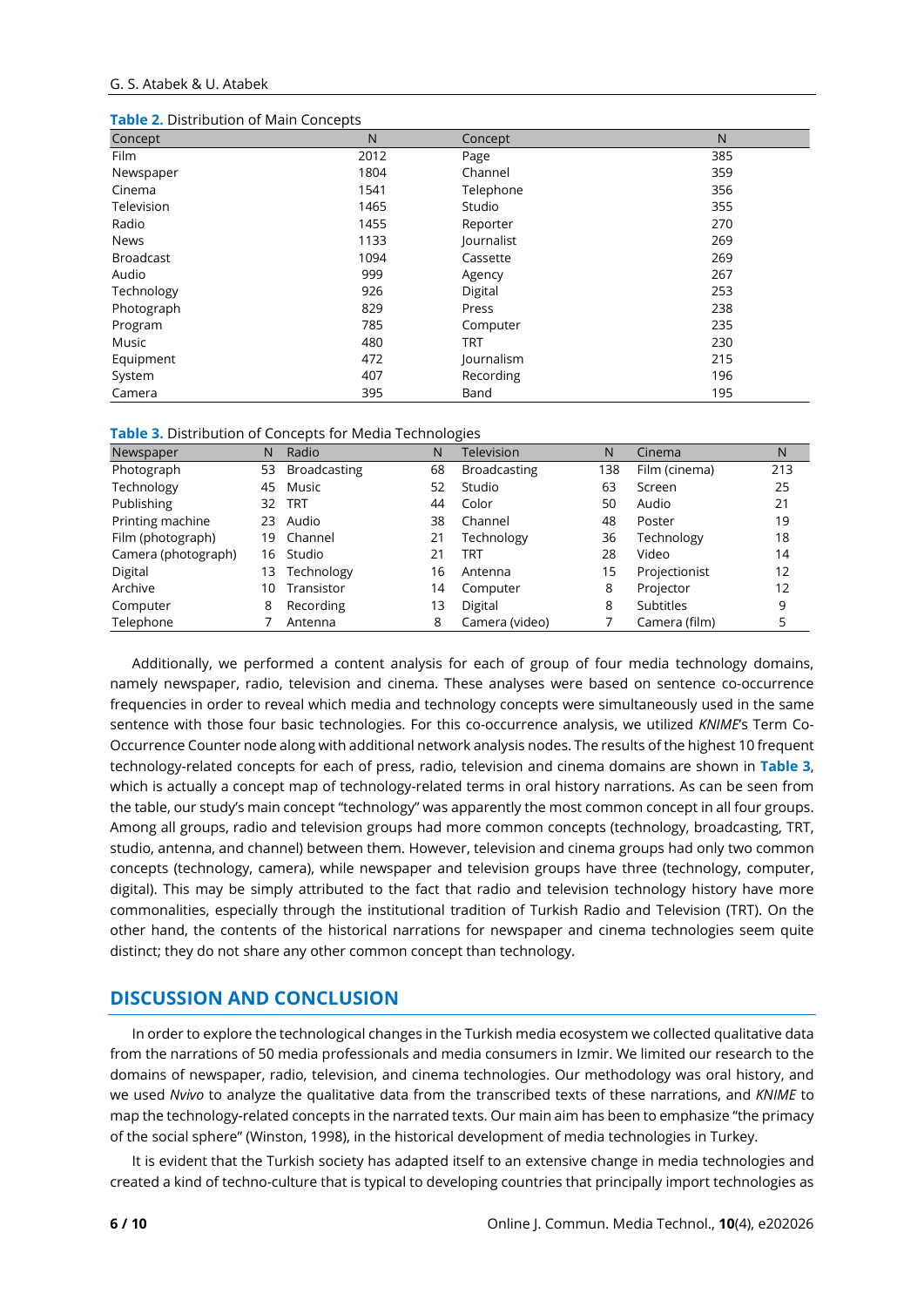**Table 2.** Distribution of Main Concepts

| Concept | N | Concept | N |
|---|---|---|---|
| Film | 2012 | Page | 385 |
| Newspaper | 1804 | Channel | 359 |
| Cinema | 1541 | Telephone | 356 |
| Television | 1465 | Studio | 355 |
| Radio | 1455 | Reporter | 270 |
| News | 1133 | Journalist | 269 |
| Broadcast | 1094 | Cassette | 269 |
| Audio | 999 | Agency | 267 |
| Technology | 926 | Digital | 253 |
| Photograph | 829 | Press | 238 |
| Program | 785 | Computer | 235 |
| Music | 480 | TRT | 230 |
| Equipment | 472 | Journalism | 215 |
| System | 407 | Recording | 196 |
| Camera | 395 | Band | 195 |

**Table 3.** Distribution of Concepts for Media Technologies

| Newspaper | N | Radio | N | Television | N | Cinema | N |
|---|---|---|---|---|---|---|---|
| Photograph | 53 | Broadcasting | 68 | Broadcasting | 138 | Film (cinema) | 213 |
| Technology | 45 | Music | 52 | Studio | 63 | Screen | 25 |
| Publishing | 32 | TRT | 44 | Color | 50 | Audio | 21 |
| Printing machine | 23 | Audio | 38 | Channel | 48 | Poster | 19 |
| Film (photograph) | 19 | Channel | 21 | Technology | 36 | Technology | 18 |
| Camera (photograph) | 16 | Studio | 21 | TRT | 28 | Video | 14 |
| Digital | 13 | Technology | 16 | Antenna | 15 | Projectionist | 12 |
| Archive | 10 | Transistor | 14 | Computer | 8 | Projector | 12 |
| Computer | 8 | Recording | 13 | Digital | 8 | Subtitles | 9 |
| Telephone | 7 | Antenna | 8 | Camera (video) | 7 | Camera (film) | 5 |

Additionally, we performed a content analysis for each of group of four media technology domains, namely newspaper, radio, television and cinema. These analyses were based on sentence co-occurrence frequencies in order to reveal which media and technology concepts were simultaneously used in the same sentence with those four basic technologies. For this co-occurrence analysis, we utilized *KNIME*'s Term Co-Occurrence Counter node along with additional network analysis nodes. The results of the highest 10 frequent technology-related concepts for each of press, radio, television and cinema domains are shown in **Table 3**, which is actually a concept map of technology-related terms in oral history narrations. As can be seen from the table, our study's main concept "technology" was apparently the most common concept in all four groups. Among all groups, radio and television groups had more common concepts (technology, broadcasting, TRT, studio, antenna, and channel) between them. However, television and cinema groups had only two common concepts (technology, camera), while newspaper and television groups have three (technology, computer, digital). This may be simply attributed to the fact that radio and television technology history have more commonalities, especially through the institutional tradition of Turkish Radio and Television (TRT). On the other hand, the contents of the historical narrations for newspaper and cinema technologies seem quite distinct; they do not share any other common concept than technology.

## DISCUSSION AND CONCLUSION

In order to explore the technological changes in the Turkish media ecosystem we collected qualitative data from the narrations of 50 media professionals and media consumers in Izmir. We limited our research to the domains of newspaper, radio, television, and cinema technologies. Our methodology was oral history, and we used *Nvivo* to analyze the qualitative data from the transcribed texts of these narrations, and *KNIME* to map the technology-related concepts in the narrated texts. Our main aim has been to emphasize "the primacy of the social sphere" (Winston, 1998), in the historical development of media technologies in Turkey.

It is evident that the Turkish society has adapted itself to an extensive change in media technologies and created a kind of techno-culture that is typical to developing countries that principally import technologies as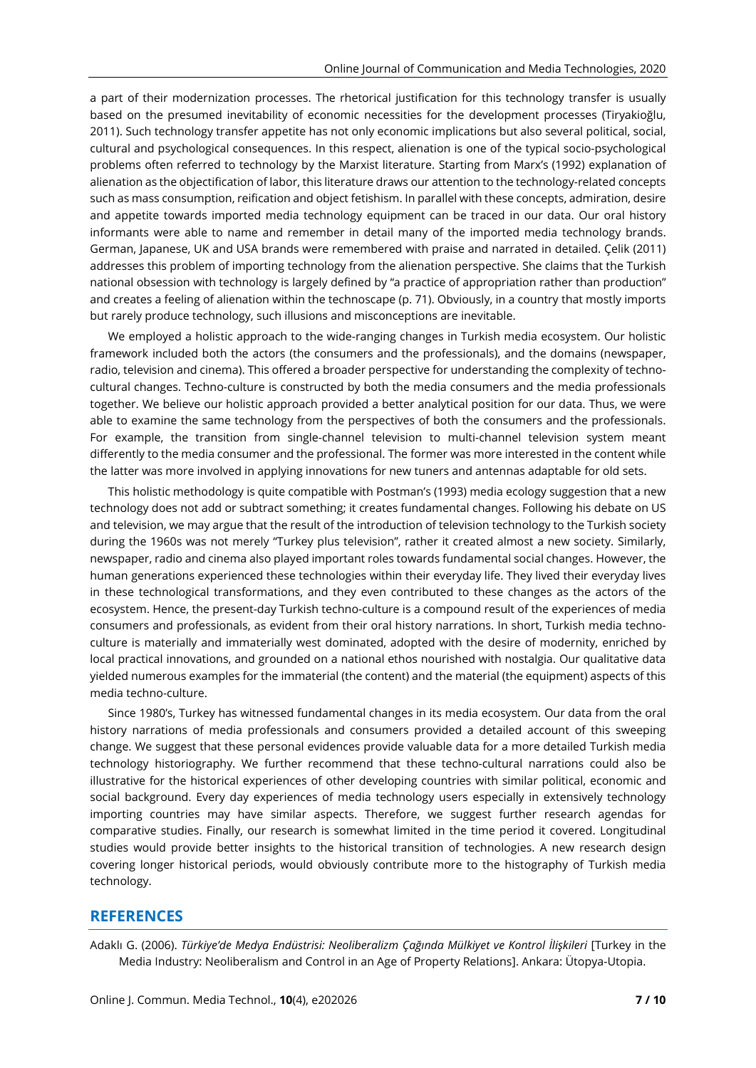a part of their modernization processes. The rhetorical justification for this technology transfer is usually based on the presumed inevitability of economic necessities for the development processes (Tiryakioğlu, 2011). Such technology transfer appetite has not only economic implications but also several political, social, cultural and psychological consequences. In this respect, alienation is one of the typical socio-psychological problems often referred to technology by the Marxist literature. Starting from Marx's (1992) explanation of alienation as the objectification of labor, this literature draws our attention to the technology-related concepts such as mass consumption, reification and object fetishism. In parallel with these concepts, admiration, desire and appetite towards imported media technology equipment can be traced in our data. Our oral history informants were able to name and remember in detail many of the imported media technology brands. German, Japanese, UK and USA brands were remembered with praise and narrated in detailed. Çelik (2011) addresses this problem of importing technology from the alienation perspective. She claims that the Turkish national obsession with technology is largely defined by "a practice of appropriation rather than production" and creates a feeling of alienation within the technoscape (p. 71). Obviously, in a country that mostly imports but rarely produce technology, such illusions and misconceptions are inevitable.

We employed a holistic approach to the wide-ranging changes in Turkish media ecosystem. Our holistic framework included both the actors (the consumers and the professionals), and the domains (newspaper, radio, television and cinema). This offered a broader perspective for understanding the complexity of techno-cultural changes. Techno-culture is constructed by both the media consumers and the media professionals together. We believe our holistic approach provided a better analytical position for our data. Thus, we were able to examine the same technology from the perspectives of both the consumers and the professionals. For example, the transition from single-channel television to multi-channel television system meant differently to the media consumer and the professional. The former was more interested in the content while the latter was more involved in applying innovations for new tuners and antennas adaptable for old sets.

This holistic methodology is quite compatible with Postman's (1993) media ecology suggestion that a new technology does not add or subtract something; it creates fundamental changes. Following his debate on US and television, we may argue that the result of the introduction of television technology to the Turkish society during the 1960s was not merely "Turkey plus television", rather it created almost a new society. Similarly, newspaper, radio and cinema also played important roles towards fundamental social changes. However, the human generations experienced these technologies within their everyday life. They lived their everyday lives in these technological transformations, and they even contributed to these changes as the actors of the ecosystem. Hence, the present-day Turkish techno-culture is a compound result of the experiences of media consumers and professionals, as evident from their oral history narrations. In short, Turkish media techno-culture is materially and immaterially west dominated, adopted with the desire of modernity, enriched by local practical innovations, and grounded on a national ethos nourished with nostalgia. Our qualitative data yielded numerous examples for the immaterial (the content) and the material (the equipment) aspects of this media techno-culture.

Since 1980's, Turkey has witnessed fundamental changes in its media ecosystem. Our data from the oral history narrations of media professionals and consumers provided a detailed account of this sweeping change. We suggest that these personal evidences provide valuable data for a more detailed Turkish media technology historiography. We further recommend that these techno-cultural narrations could also be illustrative for the historical experiences of other developing countries with similar political, economic and social background. Every day experiences of media technology users especially in extensively technology importing countries may have similar aspects. Therefore, we suggest further research agendas for comparative studies. Finally, our research is somewhat limited in the time period it covered. Longitudinal studies would provide better insights to the historical transition of technologies. A new research design covering longer historical periods, would obviously contribute more to the histography of Turkish media technology.

## REFERENCES

Adaklı G. (2006). *Türkiye'de Medya Endüstrisi: Neoliberalizm Çağında Mülkiyet ve Kontrol İlişkileri* [Turkey in the Media Industry: Neoliberalism and Control in an Age of Property Relations]. Ankara: Ütopya-Utopia.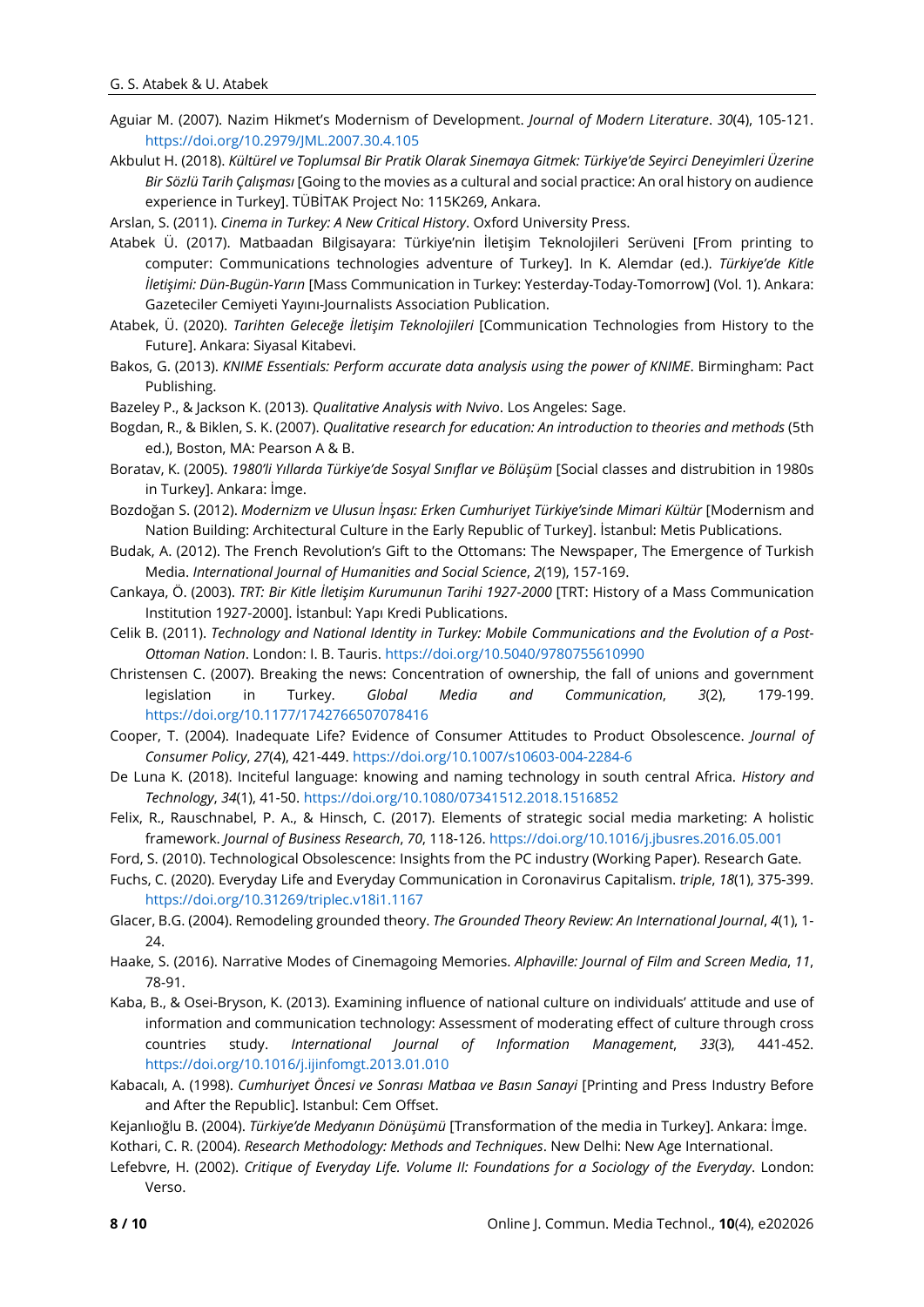Aguiar M. (2007). Nazim Hikmet's Modernism of Development. *Journal of Modern Literature*. *30*(4), 105-121. https://doi.org/10.2979/JML.2007.30.4.105

Akbulut H. (2018). *Kültürel ve Toplumsal Bir Pratik Olarak Sinemaya Gitmek: Türkiye'de Seyirci Deneyimleri Üzerine Bir Sözlü Tarih Çalışması* [Going to the movies as a cultural and social practice: An oral history on audience experience in Turkey]. TÜBİTAK Project No: 115K269, Ankara.

Arslan, S. (2011). *Cinema in Turkey: A New Critical History*. Oxford University Press.

Atabek Ü. (2017). Matbaadan Bilgisayara: Türkiye'nin İletişim Teknolojileri Serüveni [From printing to computer: Communications technologies adventure of Turkey]. In K. Alemdar (ed.). *Türkiye'de Kitle İletişimi: Dün-Bugün-Yarın* [Mass Communication in Turkey: Yesterday-Today-Tomorrow] (Vol. 1). Ankara: Gazeteciler Cemiyeti Yayını-Journalists Association Publication.

Atabek, Ü. (2020). *Tarihten Geleceğe İletişim Teknolojileri* [Communication Technologies from History to the Future]. Ankara: Siyasal Kitabevi.

Bakos, G. (2013). *KNIME Essentials: Perform accurate data analysis using the power of KNIME*. Birmingham: Pact Publishing.

Bazeley P., & Jackson K. (2013). *Qualitative Analysis with Nvivo*. Los Angeles: Sage.

Bogdan, R., & Biklen, S. K. (2007). *Qualitative research for education: An introduction to theories and methods* (5th ed.), Boston, MA: Pearson A & B.

Boratav, K. (2005). *1980'li Yıllarda Türkiye'de Sosyal Sınıflar ve Bölüşüm* [Social classes and distrubition in 1980s in Turkey]. Ankara: İmge.

Bozdoğan S. (2012). *Modernizm ve Ulusun İnşası: Erken Cumhuriyet Türkiye'sinde Mimari Kültür* [Modernism and Nation Building: Architectural Culture in the Early Republic of Turkey]. İstanbul: Metis Publications.

Budak, A. (2012). The French Revolution's Gift to the Ottomans: The Newspaper, The Emergence of Turkish Media. *International Journal of Humanities and Social Science*, *2*(19), 157-169.

Cankaya, Ö. (2003). *TRT: Bir Kitle İletişim Kurumunun Tarihi 1927-2000* [TRT: History of a Mass Communication Institution 1927-2000]. İstanbul: Yapı Kredi Publications.

Celik B. (2011). *Technology and National Identity in Turkey: Mobile Communications and the Evolution of a Post-Ottoman Nation*. London: I. B. Tauris. https://doi.org/10.5040/9780755610990

Christensen C. (2007). Breaking the news: Concentration of ownership, the fall of unions and government legislation in Turkey. *Global Media and Communication*, *3*(2), 179-199. https://doi.org/10.1177/1742766507078416

Cooper, T. (2004). Inadequate Life? Evidence of Consumer Attitudes to Product Obsolescence. *Journal of Consumer Policy*, *27*(4), 421-449. https://doi.org/10.1007/s10603-004-2284-6

De Luna K. (2018). Inciteful language: knowing and naming technology in south central Africa. *History and Technology*, *34*(1), 41-50. https://doi.org/10.1080/07341512.2018.1516852

Felix, R., Rauschnabel, P. A., & Hinsch, C. (2017). Elements of strategic social media marketing: A holistic framework. *Journal of Business Research*, *70*, 118-126. https://doi.org/10.1016/j.jbusres.2016.05.001

Ford, S. (2010). Technological Obsolescence: Insights from the PC industry (Working Paper). Research Gate.

Fuchs, C. (2020). Everyday Life and Everyday Communication in Coronavirus Capitalism. *triple*, *18*(1), 375-399. https://doi.org/10.31269/triplec.v18i1.1167

Glacer, B.G. (2004). Remodeling grounded theory. *The Grounded Theory Review: An International Journal*, *4*(1), 1-24.

Haake, S. (2016). Narrative Modes of Cinemagoing Memories. *Alphaville: Journal of Film and Screen Media*, *11*, 78-91.

Kaba, B., & Osei-Bryson, K. (2013). Examining influence of national culture on individuals' attitude and use of information and communication technology: Assessment of moderating effect of culture through cross countries study. *International Journal of Information Management*, *33*(3), 441-452. https://doi.org/10.1016/j.ijinfomgt.2013.01.010

Kabacalı, A. (1998). *Cumhuriyet Öncesi ve Sonrası Matbaa ve Basın Sanayi* [Printing and Press Industry Before and After the Republic]. Istanbul: Cem Offset.

Kejanlıoğlu B. (2004). *Türkiye'de Medyanın Dönüşümü* [Transformation of the media in Turkey]. Ankara: İmge.

Kothari, C. R. (2004). *Research Methodology: Methods and Techniques*. New Delhi: New Age International.

Lefebvre, H. (2002). *Critique of Everyday Life. Volume II: Foundations for a Sociology of the Everyday*. London: Verso.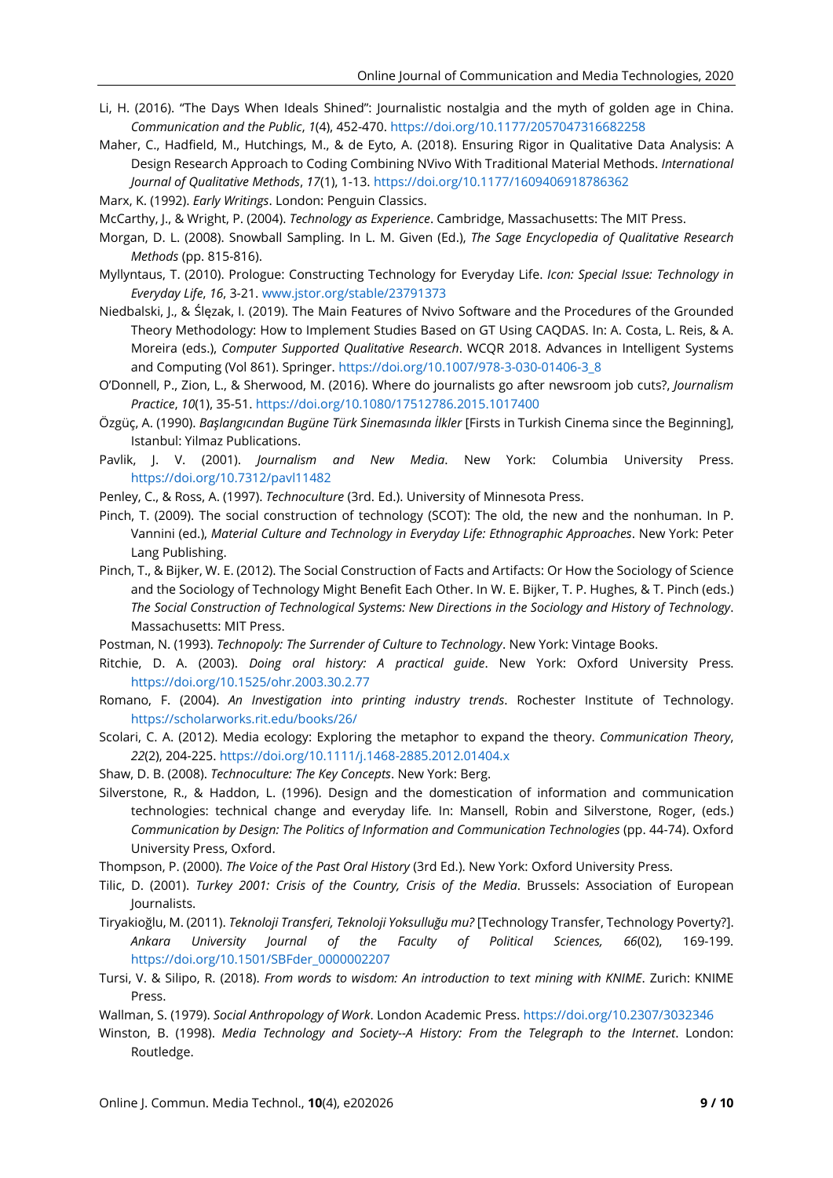Li, H. (2016). "The Days When Ideals Shined": Journalistic nostalgia and the myth of golden age in China. *Communication and the Public*, *1*(4), 452-470. https://doi.org/10.1177/2057047316682258

Maher, C., Hadfield, M., Hutchings, M., & de Eyto, A. (2018). Ensuring Rigor in Qualitative Data Analysis: A Design Research Approach to Coding Combining NVivo With Traditional Material Methods. *International Journal of Qualitative Methods*, *17*(1), 1-13. https://doi.org/10.1177/1609406918786362

Marx, K. (1992). *Early Writings*. London: Penguin Classics.

McCarthy, J., & Wright, P. (2004). *Technology as Experience*. Cambridge, Massachusetts: The MIT Press.

Morgan, D. L. (2008). Snowball Sampling. In L. M. Given (Ed.), *The Sage Encyclopedia of Qualitative Research Methods* (pp. 815-816).

Myllyntaus, T. (2010). Prologue: Constructing Technology for Everyday Life. *Icon: Special Issue: Technology in Everyday Life*, *16*, 3-21. www.jstor.org/stable/23791373

Niedbalski, J., & Ślęzak, I. (2019). The Main Features of Nvivo Software and the Procedures of the Grounded Theory Methodology: How to Implement Studies Based on GT Using CAQDAS. In: A. Costa, L. Reis, & A. Moreira (eds.), *Computer Supported Qualitative Research*. WCQR 2018. Advances in Intelligent Systems and Computing (Vol 861). Springer. https://doi.org/10.1007/978-3-030-01406-3_8

O'Donnell, P., Zion, L., & Sherwood, M. (2016). Where do journalists go after newsroom job cuts?, *Journalism Practice*, *10*(1), 35-51. https://doi.org/10.1080/17512786.2015.1017400

Özgüç, A. (1990). *Başlangıcından Bugüne Türk Sinemasında İlkler* [Firsts in Turkish Cinema since the Beginning], Istanbul: Yilmaz Publications.

Pavlik, J. V. (2001). *Journalism and New Media*. New York: Columbia University Press. https://doi.org/10.7312/pavl11482

Penley, C., & Ross, A. (1997). *Technoculture* (3rd. Ed.). University of Minnesota Press.

Pinch, T. (2009). The social construction of technology (SCOT): The old, the new and the nonhuman. In P. Vannini (ed.), *Material Culture and Technology in Everyday Life: Ethnographic Approaches*. New York: Peter Lang Publishing.

Pinch, T., & Bijker, W. E. (2012). The Social Construction of Facts and Artifacts: Or How the Sociology of Science and the Sociology of Technology Might Benefit Each Other. In W. E. Bijker, T. P. Hughes, & T. Pinch (eds.) *The Social Construction of Technological Systems: New Directions in the Sociology and History of Technology*. Massachusetts: MIT Press.

Postman, N. (1993). *Technopoly: The Surrender of Culture to Technology*. New York: Vintage Books.

Ritchie, D. A. (2003). *Doing oral history: A practical guide*. New York: Oxford University Press. https://doi.org/10.1525/ohr.2003.30.2.77

Romano, F. (2004). *An Investigation into printing industry trends*. Rochester Institute of Technology. https://scholarworks.rit.edu/books/26/

Scolari, C. A. (2012). Media ecology: Exploring the metaphor to expand the theory. *Communication Theory*, *22*(2), 204-225. https://doi.org/10.1111/j.1468-2885.2012.01404.x

Shaw, D. B. (2008). *Technoculture: The Key Concepts*. New York: Berg.

Silverstone, R., & Haddon, L. (1996). Design and the domestication of information and communication technologies: technical change and everyday life. In: Mansell, Robin and Silverstone, Roger, (eds.) *Communication by Design: The Politics of Information and Communication Technologies* (pp. 44-74). Oxford University Press, Oxford.

Thompson, P. (2000). *The Voice of the Past Oral History* (3rd Ed.). New York: Oxford University Press.

Tilic, D. (2001). *Turkey 2001: Crisis of the Country, Crisis of the Media*. Brussels: Association of European Journalists.

Tiryakioğlu, M. (2011). *Teknoloji Transferi, Teknoloji Yoksulluğu mu?* [Technology Transfer, Technology Poverty?]. *Ankara University Journal of the Faculty of Political Sciences, 66*(02), 169-199. https://doi.org/10.1501/SBFder_0000002207

Tursi, V. & Silipo, R. (2018). *From words to wisdom: An introduction to text mining with KNIME*. Zurich: KNIME Press.

Wallman, S. (1979). *Social Anthropology of Work*. London Academic Press. https://doi.org/10.2307/3032346

Winston, B. (1998). *Media Technology and Society--A History: From the Telegraph to the Internet*. London: Routledge.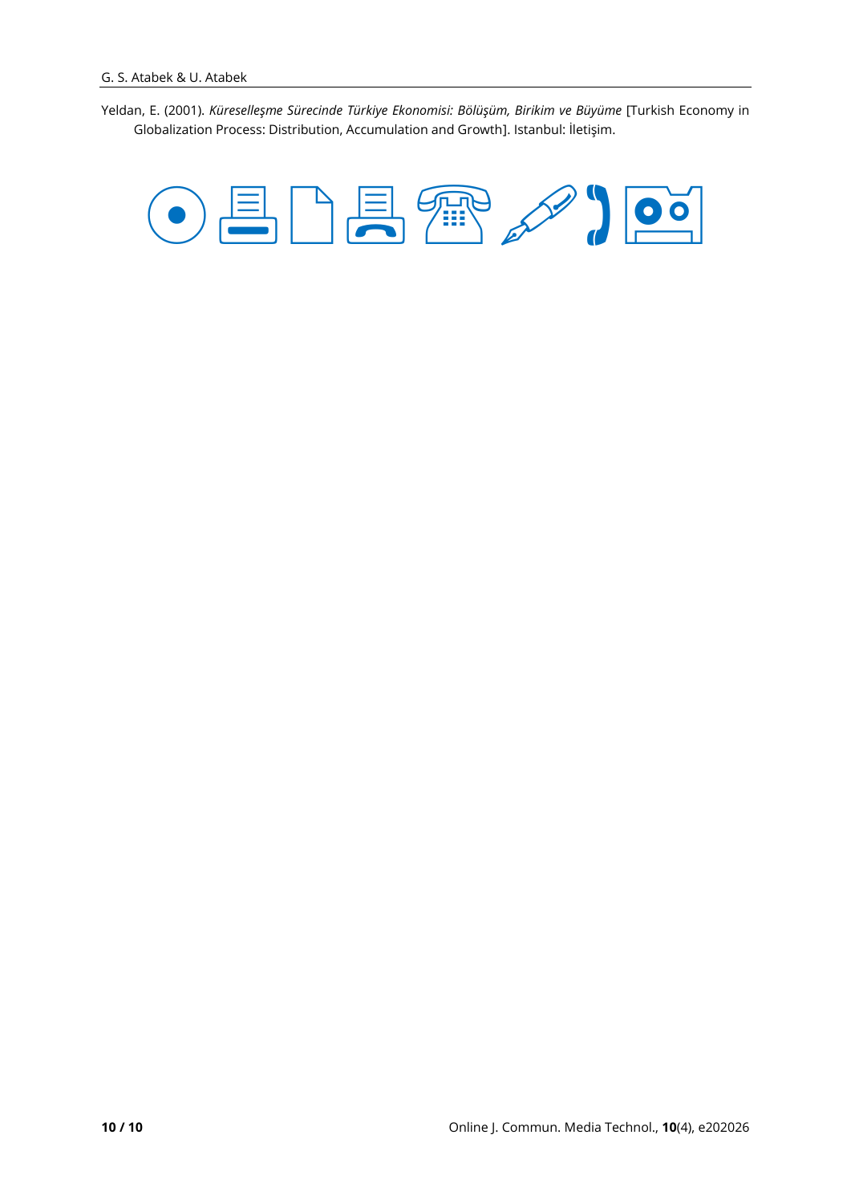Yeldan, E. (2001). *Küreselleşme Sürecinde Türkiye Ekonomisi: Bölüşüm, Birikim ve Büyüme* [Turkish Economy in Globalization Process: Distribution, Accumulation and Growth]. Istanbul: İletişim.